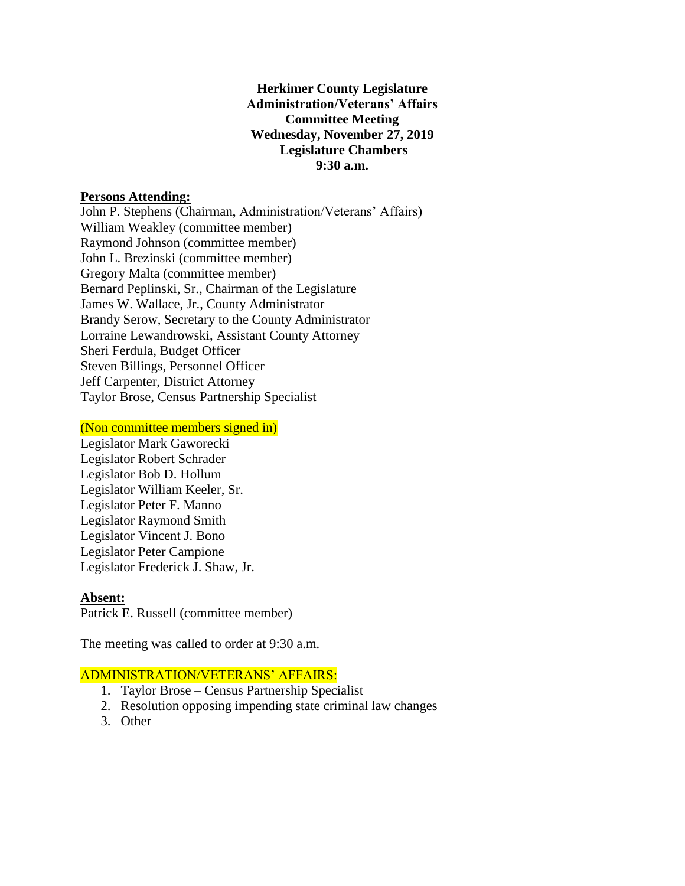**Herkimer County Legislature**
**Administration/Veterans' Affairs**
**Committee Meeting**
**Wednesday, November 27, 2019**
**Legislature Chambers**
**9:30 a.m.**

**Persons Attending:**

John P. Stephens (Chairman, Administration/Veterans' Affairs)
William Weakley (committee member)
Raymond Johnson (committee member)
John L. Brezinski (committee member)
Gregory Malta (committee member)
Bernard Peplinski, Sr., Chairman of the Legislature
James W. Wallace, Jr., County Administrator
Brandy Serow, Secretary to the County Administrator
Lorraine Lewandrowski, Assistant County Attorney
Sheri Ferdula, Budget Officer
Steven Billings, Personnel Officer
Jeff Carpenter, District Attorney
Taylor Brose, Census Partnership Specialist

(Non committee members signed in)

Legislator Mark Gaworecki
Legislator Robert Schrader
Legislator Bob D. Hollum
Legislator William Keeler, Sr.
Legislator Peter F. Manno
Legislator Raymond Smith
Legislator Vincent J. Bono
Legislator Peter Campione
Legislator Frederick J. Shaw, Jr.

**Absent:**

Patrick E. Russell (committee member)

The meeting was called to order at 9:30 a.m.

ADMINISTRATION/VETERANS' AFFAIRS:

1. Taylor Brose – Census Partnership Specialist
2. Resolution opposing impending state criminal law changes
3. Other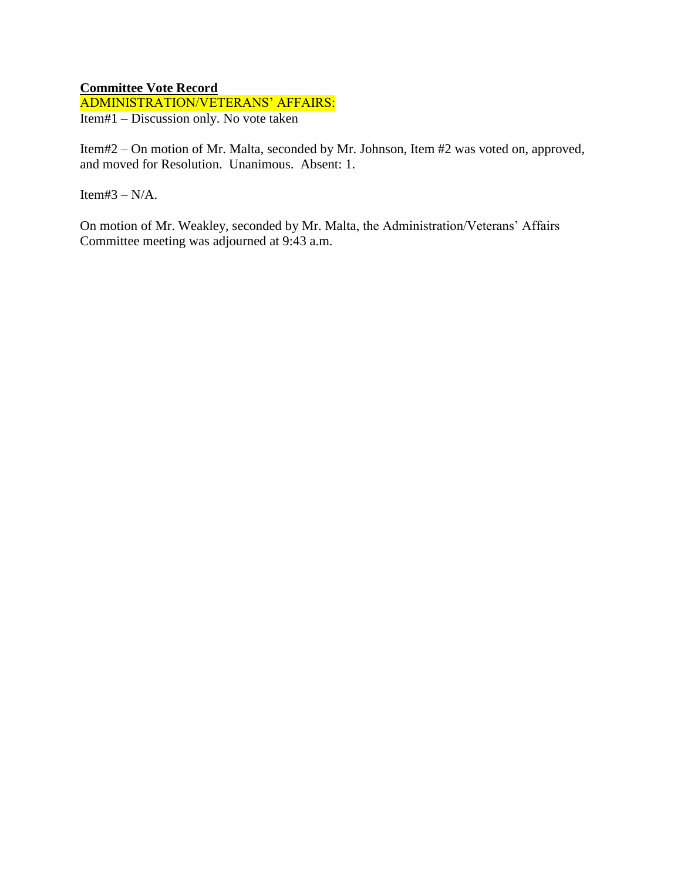**Committee Vote Record**

ADMINISTRATION/VETERANS' AFFAIRS:

Item#1 – Discussion only. No vote taken

Item#2 – On motion of Mr. Malta, seconded by Mr. Johnson, Item #2 was voted on, approved, and moved for Resolution. Unanimous. Absent: 1.

Item#3 – N/A.

On motion of Mr. Weakley, seconded by Mr. Malta, the Administration/Veterans' Affairs Committee meeting was adjourned at 9:43 a.m.